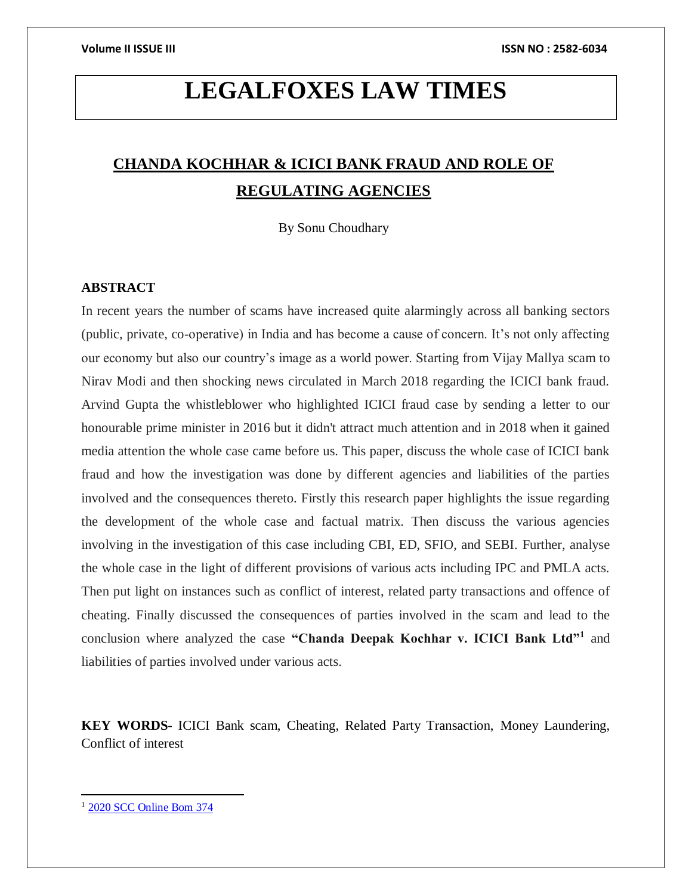# LEGALFOXES LAW TIMES

## CHANDA KOCHHAR & ICICI BANK FRAUD AND ROLE OF REGULATING AGENCIES

By Sonu Choudhary

### ABSTRACT

In recent years the number of scams have increased quite alarmingly across all banking sectors (public, private, co-operative) in India and has become a cause of concern. It's not only affecting our economy but also our country's image as a world power. Starting from Vijay Mallya scam to Nirav Modi and then shocking news circulated in March 2018 regarding the ICICI bank fraud. Arvind Gupta the whistleblower who highlighted ICICI fraud case by sending a letter to our honourable prime minister in 2016 but it didn't attract much attention and in 2018 when it gained media attention the whole case came before us. This paper, discuss the whole case of ICICI bank fraud and how the investigation was done by different agencies and liabilities of the parties involved and the consequences thereto. Firstly this research paper highlights the issue regarding the development of the whole case and factual matrix. Then discuss the various agencies involving in the investigation of this case including CBI, ED, SFIO, and SEBI. Further, analyse the whole case in the light of different provisions of various acts including IPC and PMLA acts. Then put light on instances such as conflict of interest, related party transactions and offence of cheating. Finally discussed the consequences of parties involved in the scam and lead to the conclusion where analyzed the case **"Chanda Deepak Kochhar v. ICICI Bank Ltd"**[1] and liabilities of parties involved under various acts.

**KEY WORDS**- ICICI Bank scam, Cheating, Related Party Transaction, Money Laundering, Conflict of interest

---

[1] 2020 SCC Online Bom 374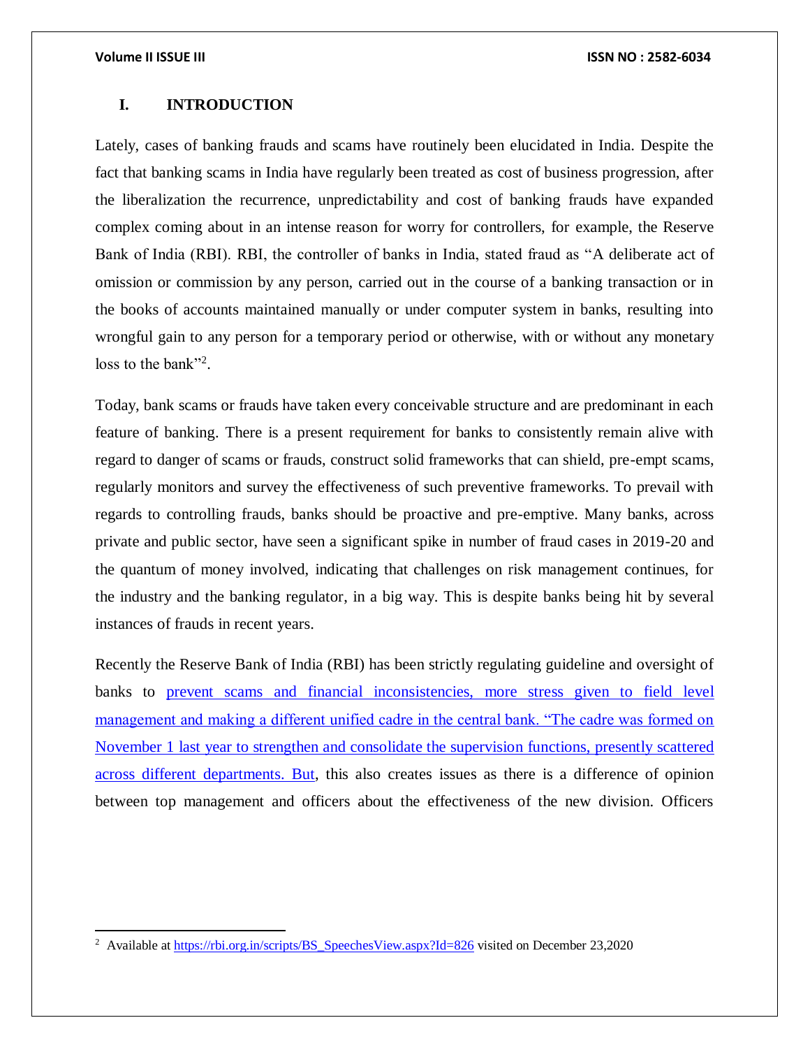## I. INTRODUCTION

Lately, cases of banking frauds and scams have routinely been elucidated in India. Despite the fact that banking scams in India have regularly been treated as cost of business progression, after the liberalization the recurrence, unpredictability and cost of banking frauds have expanded complex coming about in an intense reason for worry for controllers, for example, the Reserve Bank of India (RBI). RBI, the controller of banks in India, stated fraud as "A deliberate act of omission or commission by any person, carried out in the course of a banking transaction or in the books of accounts maintained manually or under computer system in banks, resulting into wrongful gain to any person for a temporary period or otherwise, with or without any monetary loss to the bank"[2].

Today, bank scams or frauds have taken every conceivable structure and are predominant in each feature of banking. There is a present requirement for banks to consistently remain alive with regard to danger of scams or frauds, construct solid frameworks that can shield, pre-empt scams, regularly monitors and survey the effectiveness of such preventive frameworks. To prevail with regards to controlling frauds, banks should be proactive and pre-emptive. Many banks, across private and public sector, have seen a significant spike in number of fraud cases in 2019-20 and the quantum of money involved, indicating that challenges on risk management continues, for the industry and the banking regulator, in a big way. This is despite banks being hit by several instances of frauds in recent years.

Recently the Reserve Bank of India (RBI) has been strictly regulating guideline and oversight of banks to prevent scams and financial inconsistencies, more stress given to field level management and making a different unified cadre in the central bank. "The cadre was formed on November 1 last year to strengthen and consolidate the supervision functions, presently scattered across different departments. But, this also creates issues as there is a difference of opinion between top management and officers about the effectiveness of the new division. Officers

---

[2] Available at https://rbi.org.in/scripts/BS_SpeechesView.aspx?Id=826 visited on December 23,2020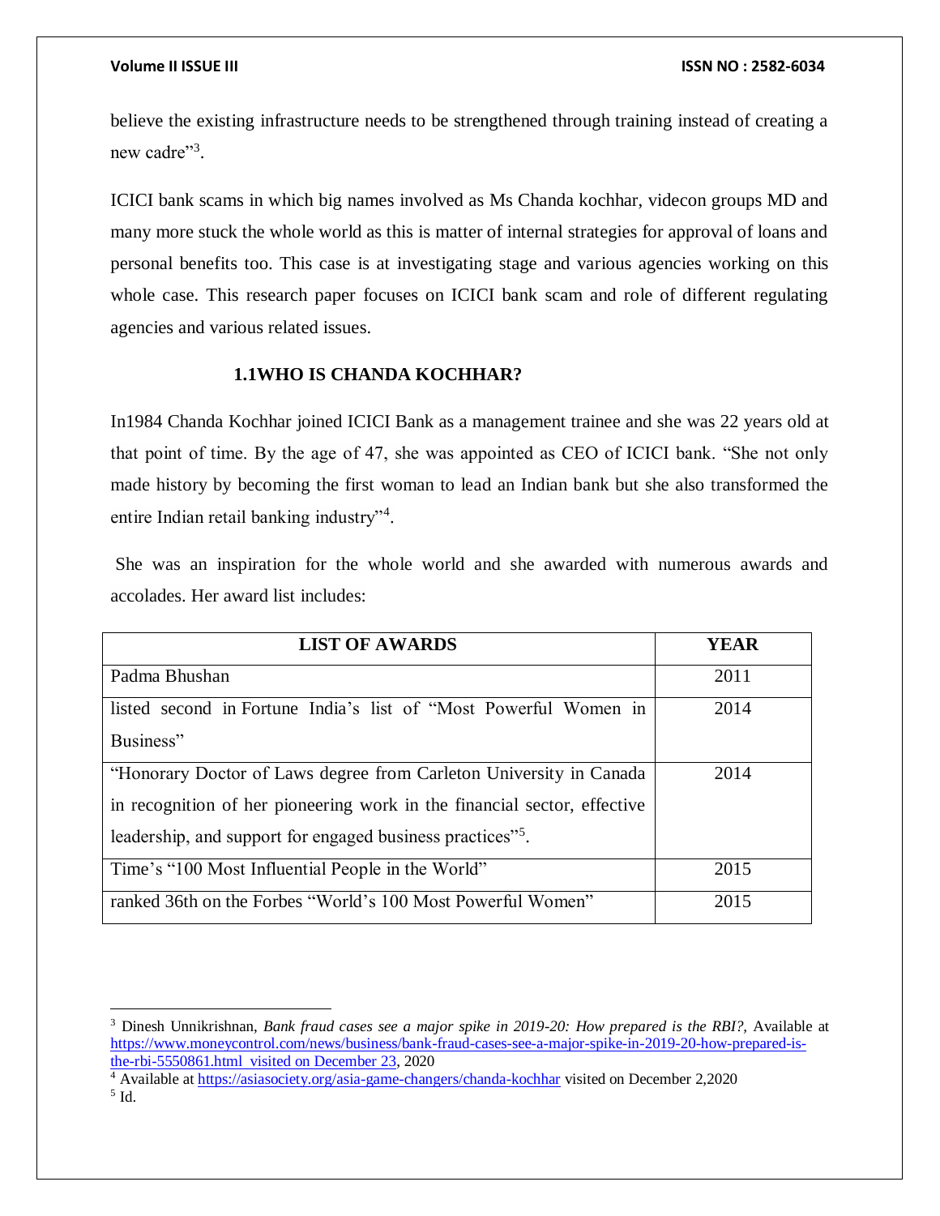believe the existing infrastructure needs to be strengthened through training instead of creating a new cadre"[3].

ICICI bank scams in which big names involved as Ms Chanda kochhar, videcon groups MD and many more stuck the whole world as this is matter of internal strategies for approval of loans and personal benefits too. This case is at investigating stage and various agencies working on this whole case. This research paper focuses on ICICI bank scam and role of different regulating agencies and various related issues.

### 1.1WHO IS CHANDA KOCHHAR?

In1984 Chanda Kochhar joined ICICI Bank as a management trainee and she was 22 years old at that point of time. By the age of 47, she was appointed as CEO of ICICI bank. "She not only made history by becoming the first woman to lead an Indian bank but she also transformed the entire Indian retail banking industry"[4].

She was an inspiration for the whole world and she awarded with numerous awards and accolades. Her award list includes:

| LIST OF AWARDS | YEAR |
|---|---|
| Padma Bhushan | 2011 |
| listed second in Fortune India's list of "Most Powerful Women in Business" | 2014 |
| "Honorary Doctor of Laws degree from Carleton University in Canada in recognition of her pioneering work in the financial sector, effective leadership, and support for engaged business practices"[5]. | 2014 |
| Time's "100 Most Influential People in the World" | 2015 |
| ranked 36th on the Forbes "World's 100 Most Powerful Women" | 2015 |

---

[3] Dinesh Unnikrishnan, *Bank fraud cases see a major spike in 2019-20: How prepared is the RBI?*, Available at https://www.moneycontrol.com/news/business/bank-fraud-cases-see-a-major-spike-in-2019-20-how-prepared-is-the-rbi-5550861.html visited on December 23, 2020

[4] Available at https://asiasociety.org/asia-game-changers/chanda-kochhar visited on December 2,2020

[5] Id.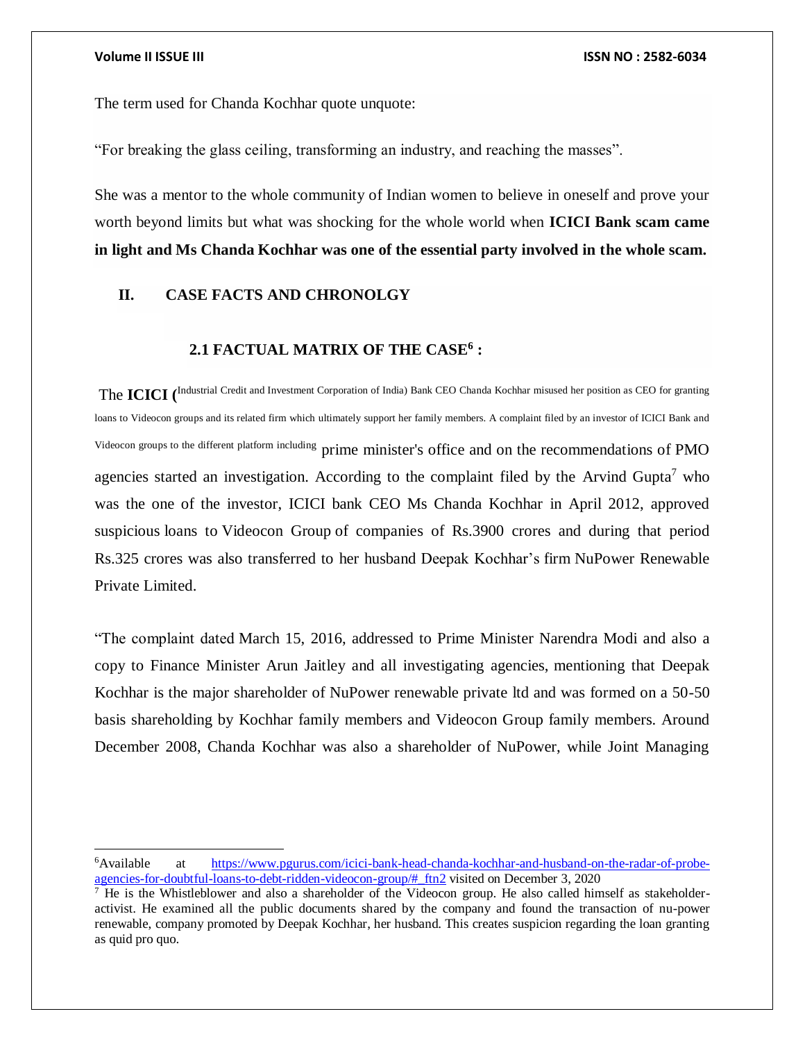The term used for Chanda Kochhar quote unquote:

“For breaking the glass ceiling, transforming an industry, and reaching the masses”.

She was a mentor to the whole community of Indian women to believe in oneself and prove your worth beyond limits but what was shocking for the whole world when **ICICI Bank scam came in light and Ms Chanda Kochhar was one of the essential party involved in the whole scam.**

## II. CASE FACTS AND CHRONOLGY

### 2.1 FACTUAL MATRIX OF THE CASE[6] :

The **ICICI (**Industrial Credit and Investment Corporation of India) Bank CEO Chanda Kochhar misused her position as CEO for granting loans to Videocon groups and its related firm which ultimately support her family members. A complaint filed by an investor of ICICI Bank and Videocon groups to the different platform including prime minister's office and on the recommendations of PMO agencies started an investigation. According to the complaint filed by the Arvind Gupta[7] who was the one of the investor, ICICI bank CEO Ms Chanda Kochhar in April 2012, approved suspicious loans to Videocon Group of companies of Rs.3900 crores and during that period Rs.325 crores was also transferred to her husband Deepak Kochhar’s firm NuPower Renewable Private Limited.

“The complaint dated March 15, 2016, addressed to Prime Minister Narendra Modi and also a copy to Finance Minister Arun Jaitley and all investigating agencies, mentioning that Deepak Kochhar is the major shareholder of NuPower renewable private ltd and was formed on a 50-50 basis shareholding by Kochhar family members and Videocon Group family members. Around December 2008, Chanda Kochhar was also a shareholder of NuPower, while Joint Managing

---

[6] Available at https://www.pgurus.com/icici-bank-head-chanda-kochhar-and-husband-on-the-radar-of-probe-agencies-for-doubtful-loans-to-debt-ridden-videocon-group/#_ftn2 visited on December 3, 2020

[7] He is the Whistleblower and also a shareholder of the Videocon group. He also called himself as stakeholder-activist. He examined all the public documents shared by the company and found the transaction of nu-power renewable, company promoted by Deepak Kochhar, her husband. This creates suspicion regarding the loan granting as quid pro quo.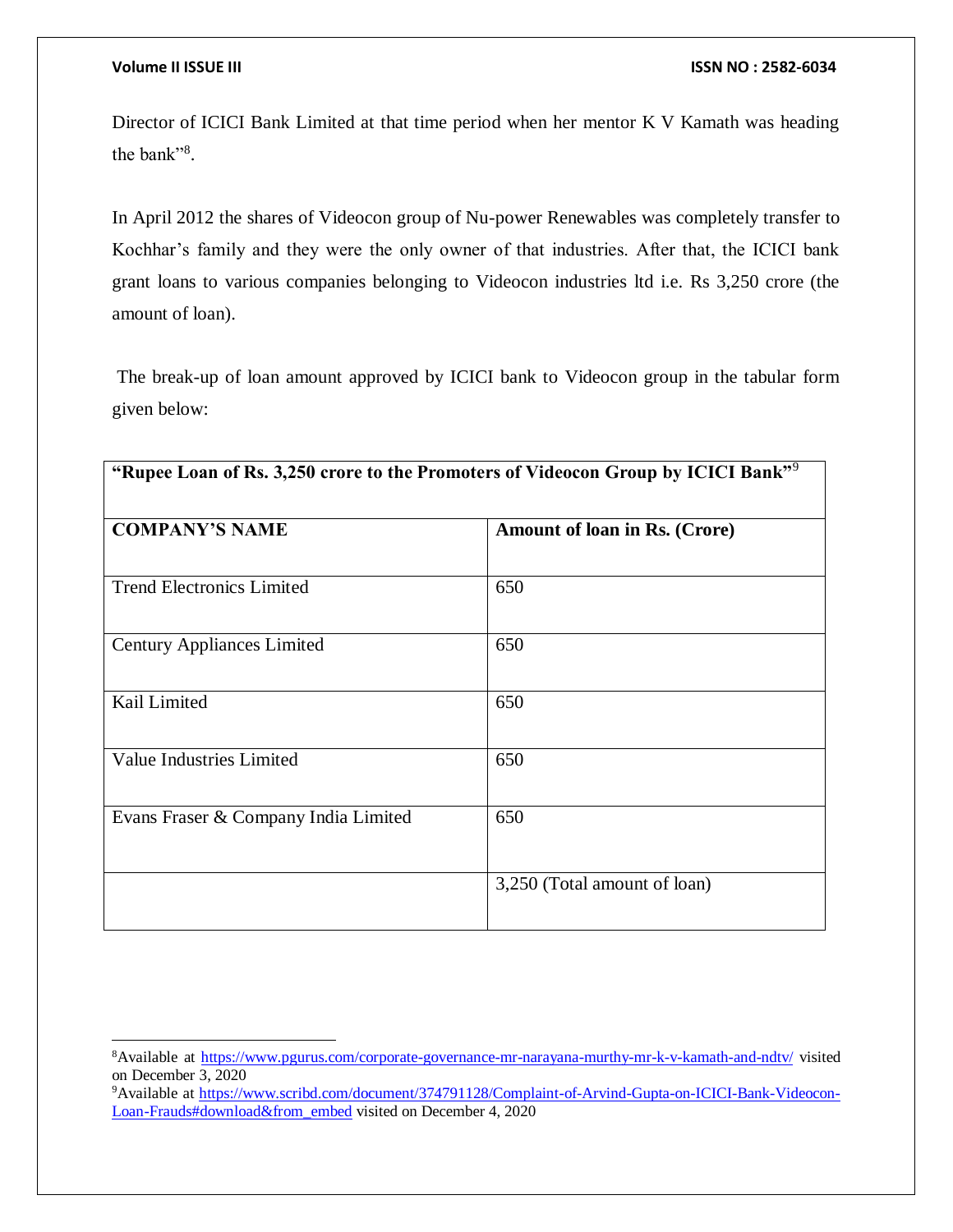Director of ICICI Bank Limited at that time period when her mentor K V Kamath was heading the bank"[8].

In April 2012 the shares of Videocon group of Nu-power Renewables was completely transfer to Kochhar's family and they were the only owner of that industries. After that, the ICICI bank grant loans to various companies belonging to Videocon industries ltd i.e. Rs 3,250 crore (the amount of loan).

The break-up of loan amount approved by ICICI bank to Videocon group in the tabular form given below:

| **"Rupee Loan of Rs. 3,250 crore to the Promoters of Videocon Group by ICICI Bank"**[9] | |
|---|---|
| **COMPANY'S NAME** | **Amount of loan in Rs. (Crore)** |
| Trend Electronics Limited | 650 |
| Century Appliances Limited | 650 |
| Kail Limited | 650 |
| Value Industries Limited | 650 |
| Evans Fraser & Company India Limited | 650 |
| | 3,250 (Total amount of loan) |

[8]Available at https://www.pgurus.com/corporate-governance-mr-narayana-murthy-mr-k-v-kamath-and-ndtv/ visited on December 3, 2020

[9]Available at https://www.scribd.com/document/374791128/Complaint-of-Arvind-Gupta-on-ICICI-Bank-Videocon-Loan-Frauds#download&from_embed visited on December 4, 2020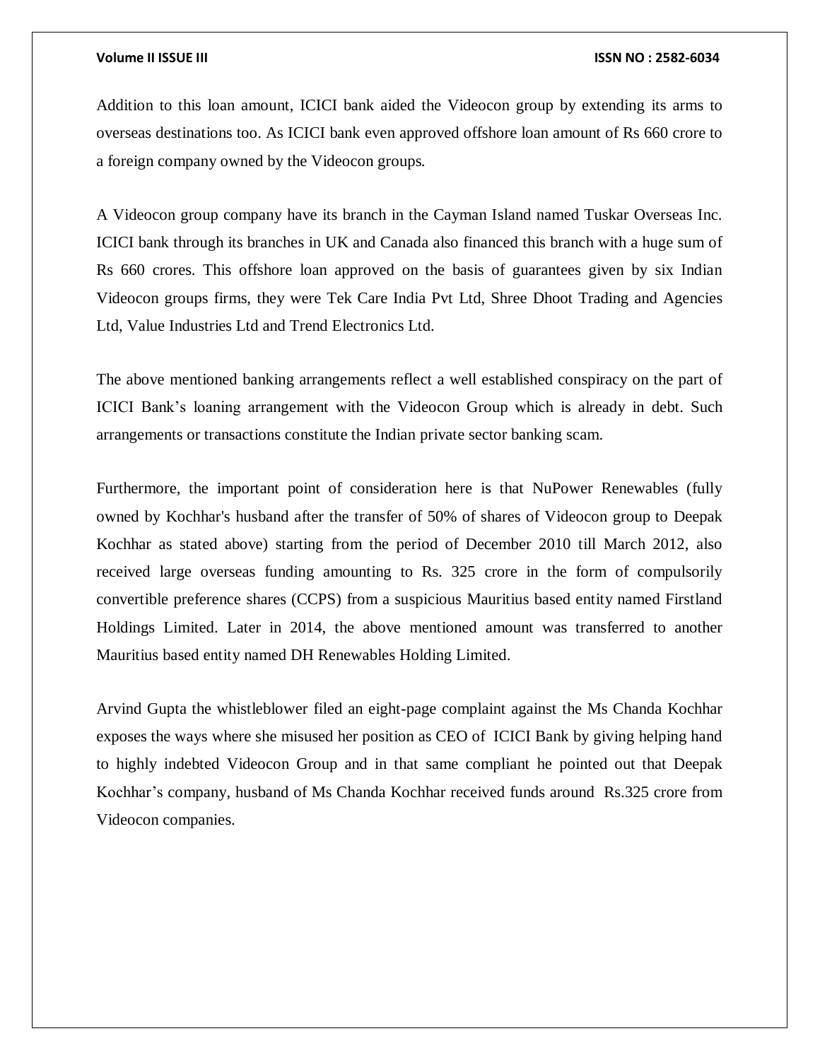Addition to this loan amount, ICICI bank aided the Videocon group by extending its arms to overseas destinations too. As ICICI bank even approved offshore loan amount of Rs 660 crore to a foreign company owned by the Videocon groups.

A Videocon group company have its branch in the Cayman Island named Tuskar Overseas Inc. ICICI bank through its branches in UK and Canada also financed this branch with a huge sum of Rs 660 crores. This offshore loan approved on the basis of guarantees given by six Indian Videocon groups firms, they were Tek Care India Pvt Ltd, Shree Dhoot Trading and Agencies Ltd, Value Industries Ltd and Trend Electronics Ltd.

The above mentioned banking arrangements reflect a well established conspiracy on the part of ICICI Bank's loaning arrangement with the Videocon Group which is already in debt. Such arrangements or transactions constitute the Indian private sector banking scam.

Furthermore, the important point of consideration here is that NuPower Renewables (fully owned by Kochhar's husband after the transfer of 50% of shares of Videocon group to Deepak Kochhar as stated above) starting from the period of December 2010 till March 2012, also received large overseas funding amounting to Rs. 325 crore in the form of compulsorily convertible preference shares (CCPS) from a suspicious Mauritius based entity named Firstland Holdings Limited. Later in 2014, the above mentioned amount was transferred to another Mauritius based entity named DH Renewables Holding Limited.

Arvind Gupta the whistleblower filed an eight-page complaint against the Ms Chanda Kochhar exposes the ways where she misused her position as CEO of ICICI Bank by giving helping hand to highly indebted Videocon Group and in that same compliant he pointed out that Deepak Kochhar's company, husband of Ms Chanda Kochhar received funds around Rs.325 crore from Videocon companies.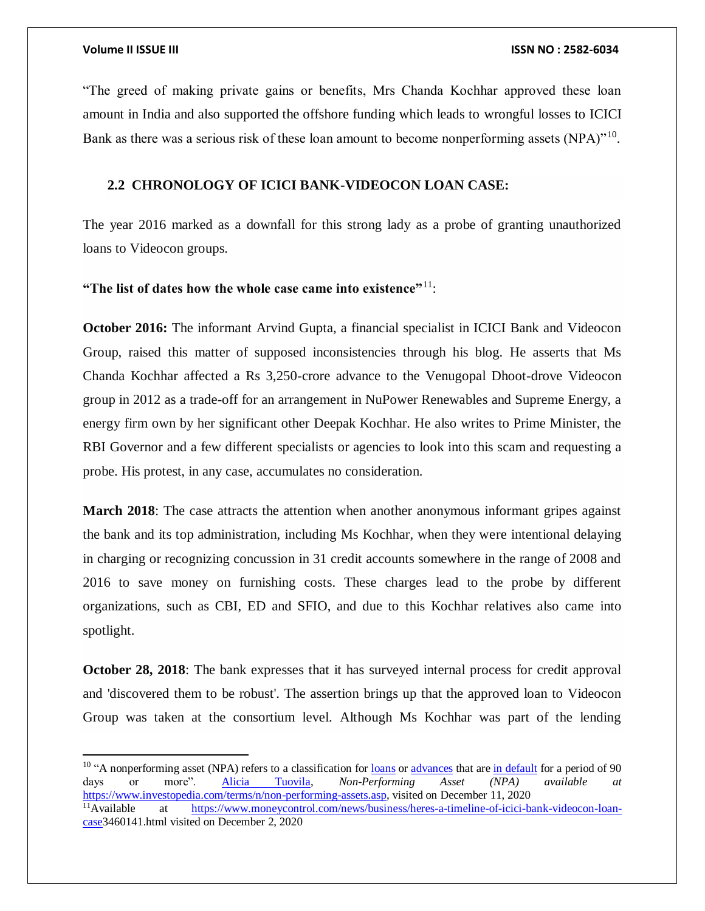"The greed of making private gains or benefits, Mrs Chanda Kochhar approved these loan amount in India and also supported the offshore funding which leads to wrongful losses to ICICI Bank as there was a serious risk of these loan amount to become nonperforming assets (NPA)"[10].

### 2.2 CHRONOLOGY OF ICICI BANK-VIDEOCON LOAN CASE:

The year 2016 marked as a downfall for this strong lady as a probe of granting unauthorized loans to Videocon groups.

**"The list of dates how the whole case came into existence"**[11]:

**October 2016:** The informant Arvind Gupta, a financial specialist in ICICI Bank and Videocon Group, raised this matter of supposed inconsistencies through his blog. He asserts that Ms Chanda Kochhar affected a Rs 3,250-crore advance to the Venugopal Dhoot-drove Videocon group in 2012 as a trade-off for an arrangement in NuPower Renewables and Supreme Energy, a energy firm own by her significant other Deepak Kochhar. He also writes to Prime Minister, the RBI Governor and a few different specialists or agencies to look into this scam and requesting a probe. His protest, in any case, accumulates no consideration.

**March 2018**: The case attracts the attention when another anonymous informant gripes against the bank and its top administration, including Ms Kochhar, when they were intentional delaying in charging or recognizing concussion in 31 credit accounts somewhere in the range of 2008 and 2016 to save money on furnishing costs. These charges lead to the probe by different organizations, such as CBI, ED and SFIO, and due to this Kochhar relatives also came into spotlight.

**October 28, 2018**: The bank expresses that it has surveyed internal process for credit approval and 'discovered them to be robust'. The assertion brings up that the approved loan to Videocon Group was taken at the consortium level. Although Ms Kochhar was part of the lending

---

[10] "A nonperforming asset (NPA) refers to a classification for loans or advances that are in default for a period of 90 days or more". Alicia Tuovila, *Non-Performing Asset (NPA) available at* https://www.investopedia.com/terms/n/non-performing-assets.asp, visited on December 11, 2020

[11] Available at https://www.moneycontrol.com/news/business/heres-a-timeline-of-icici-bank-videocon-loan-case3460141.html visited on December 2, 2020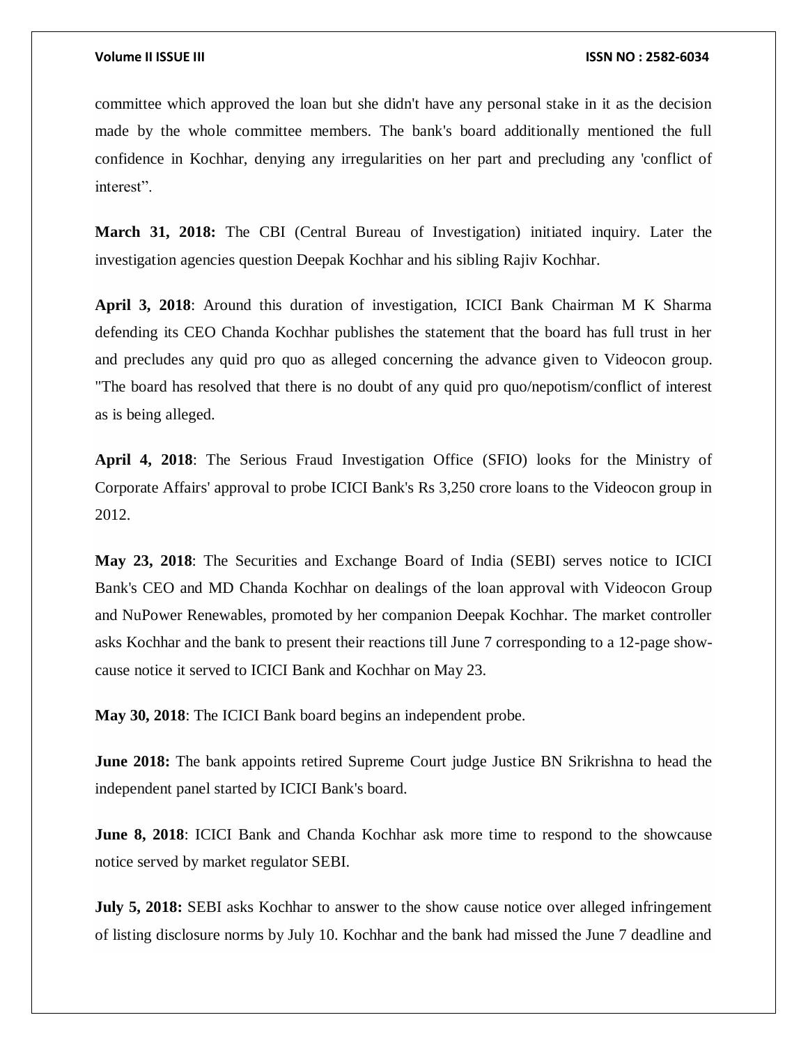committee which approved the loan but she didn't have any personal stake in it as the decision made by the whole committee members. The bank's board additionally mentioned the full confidence in Kochhar, denying any irregularities on her part and precluding any 'conflict of interest".

**March 31, 2018:** The CBI (Central Bureau of Investigation) initiated inquiry. Later the investigation agencies question Deepak Kochhar and his sibling Rajiv Kochhar.

**April 3, 2018**: Around this duration of investigation, ICICI Bank Chairman M K Sharma defending its CEO Chanda Kochhar publishes the statement that the board has full trust in her and precludes any quid pro quo as alleged concerning the advance given to Videocon group. "The board has resolved that there is no doubt of any quid pro quo/nepotism/conflict of interest as is being alleged.

**April 4, 2018**: The Serious Fraud Investigation Office (SFIO) looks for the Ministry of Corporate Affairs' approval to probe ICICI Bank's Rs 3,250 crore loans to the Videocon group in 2012.

**May 23, 2018**: The Securities and Exchange Board of India (SEBI) serves notice to ICICI Bank's CEO and MD Chanda Kochhar on dealings of the loan approval with Videocon Group and NuPower Renewables, promoted by her companion Deepak Kochhar. The market controller asks Kochhar and the bank to present their reactions till June 7 corresponding to a 12-page show-cause notice it served to ICICI Bank and Kochhar on May 23.

**May 30, 2018**: The ICICI Bank board begins an independent probe.

**June 2018:** The bank appoints retired Supreme Court judge Justice BN Srikrishna to head the independent panel started by ICICI Bank's board.

**June 8, 2018**: ICICI Bank and Chanda Kochhar ask more time to respond to the showcause notice served by market regulator SEBI.

**July 5, 2018:** SEBI asks Kochhar to answer to the show cause notice over alleged infringement of listing disclosure norms by July 10. Kochhar and the bank had missed the June 7 deadline and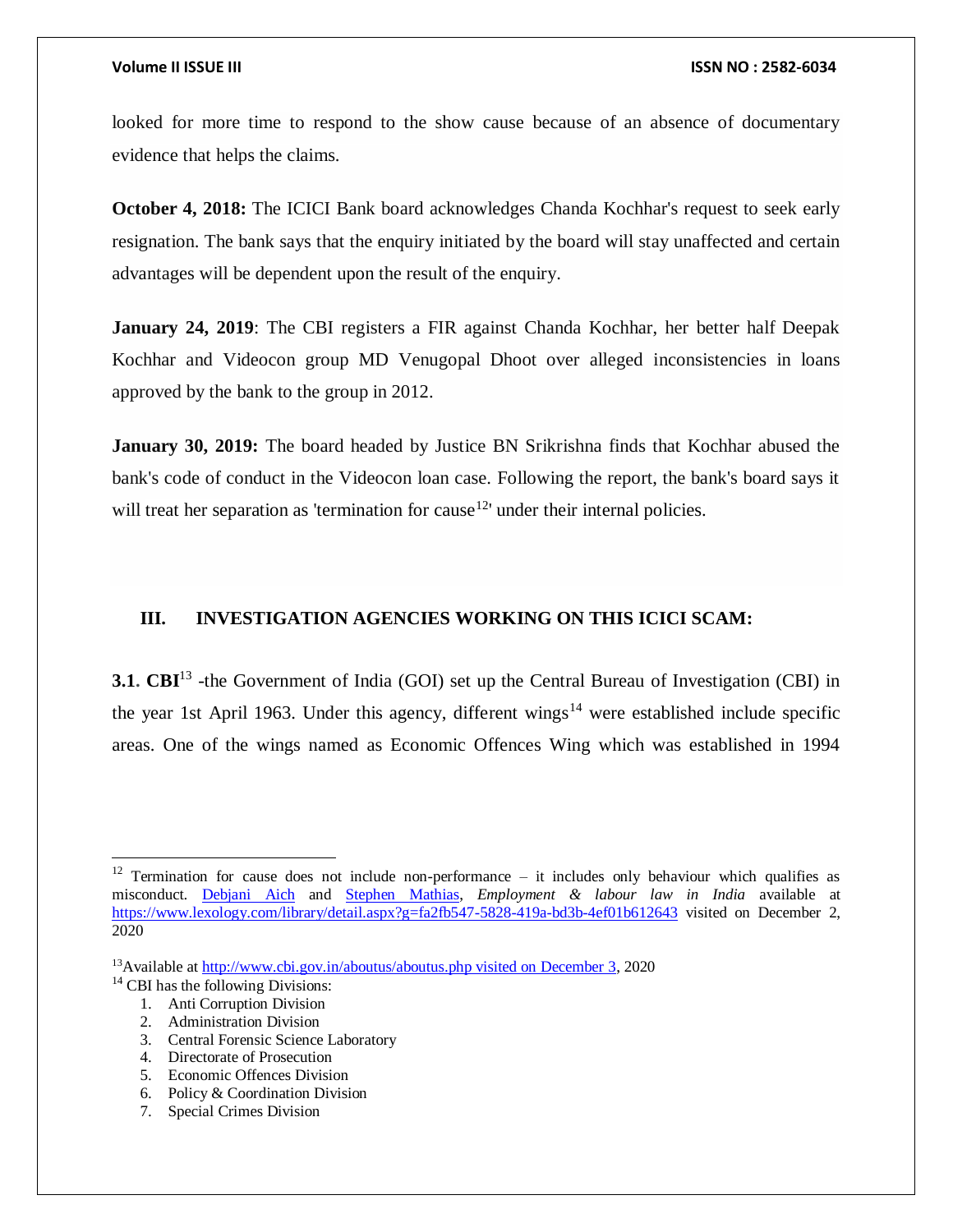looked for more time to respond to the show cause because of an absence of documentary evidence that helps the claims.

**October 4, 2018:** The ICICI Bank board acknowledges Chanda Kochhar's request to seek early resignation. The bank says that the enquiry initiated by the board will stay unaffected and certain advantages will be dependent upon the result of the enquiry.

**January 24, 2019**: The CBI registers a FIR against Chanda Kochhar, her better half Deepak Kochhar and Videocon group MD Venugopal Dhoot over alleged inconsistencies in loans approved by the bank to the group in 2012.

**January 30, 2019:** The board headed by Justice BN Srikrishna finds that Kochhar abused the bank's code of conduct in the Videocon loan case. Following the report, the bank's board says it will treat her separation as 'termination for cause[12]' under their internal policies.

## III. INVESTIGATION AGENCIES WORKING ON THIS ICICI SCAM:

**3.1. CBI**[13] -the Government of India (GOI) set up the Central Bureau of Investigation (CBI) in the year 1st April 1963. Under this agency, different wings[14] were established include specific areas. One of the wings named as Economic Offences Wing which was established in 1994

---

[12] Termination for cause does not include non-performance – it includes only behaviour which qualifies as misconduct. Debjani Aich and Stephen Mathias, *Employment & labour law in India* available at https://www.lexology.com/library/detail.aspx?g=fa2fb547-5828-419a-bd3b-4ef01b612643 visited on December 2, 2020

[13] Available at http://www.cbi.gov.in/aboutus/aboutus.php visited on December 3, 2020

[14] CBI has the following Divisions:

1. Anti Corruption Division
2. Administration Division
3. Central Forensic Science Laboratory
4. Directorate of Prosecution
5. Economic Offences Division
6. Policy & Coordination Division
7. Special Crimes Division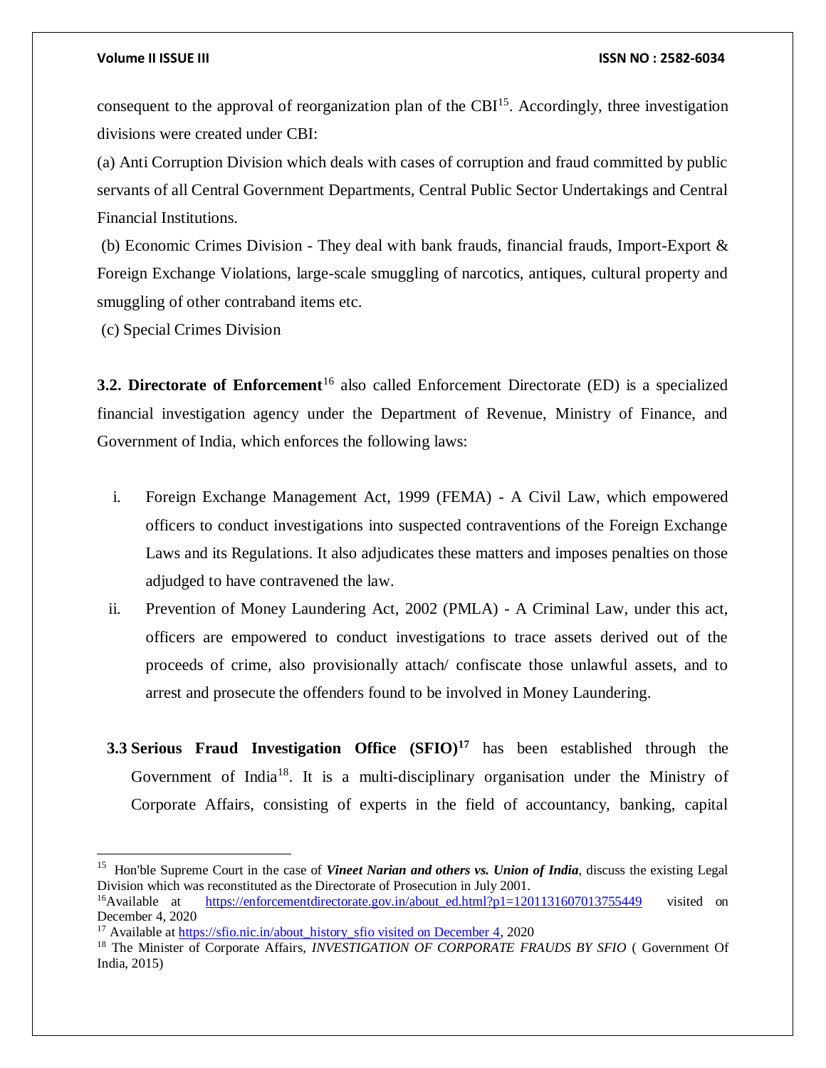consequent to the approval of reorganization plan of the CBI[15]. Accordingly, three investigation divisions were created under CBI:

(a) Anti Corruption Division which deals with cases of corruption and fraud committed by public servants of all Central Government Departments, Central Public Sector Undertakings and Central Financial Institutions.

(b) Economic Crimes Division - They deal with bank frauds, financial frauds, Import-Export & Foreign Exchange Violations, large-scale smuggling of narcotics, antiques, cultural property and smuggling of other contraband items etc.

(c) Special Crimes Division

**3.2. Directorate of Enforcement**[16] also called Enforcement Directorate (ED) is a specialized financial investigation agency under the Department of Revenue, Ministry of Finance, and Government of India, which enforces the following laws:

i. Foreign Exchange Management Act, 1999 (FEMA) - A Civil Law, which empowered officers to conduct investigations into suspected contraventions of the Foreign Exchange Laws and its Regulations. It also adjudicates these matters and imposes penalties on those adjudged to have contravened the law.

ii. Prevention of Money Laundering Act, 2002 (PMLA) - A Criminal Law, under this act, officers are empowered to conduct investigations to trace assets derived out of the proceeds of crime, also provisionally attach/ confiscate those unlawful assets, and to arrest and prosecute the offenders found to be involved in Money Laundering.

**3.3 Serious Fraud Investigation Office (SFIO)**[17] has been established through the Government of India[18]. It is a multi-disciplinary organisation under the Ministry of Corporate Affairs, consisting of experts in the field of accountancy, banking, capital

---

[15] Hon'ble Supreme Court in the case of ***Vineet Narian and others vs. Union of India***, discuss the existing Legal Division which was reconstituted as the Directorate of Prosecution in July 2001.

[16] Available at https://enforcementdirectorate.gov.in/about_ed.html?p1=1201131607013755449 visited on December 4, 2020

[17] Available at https://sfio.nic.in/about_history_sfio visited on December 4, 2020

[18] The Minister of Corporate Affairs, *INVESTIGATION OF CORPORATE FRAUDS BY SFIO* ( Government Of India, 2015)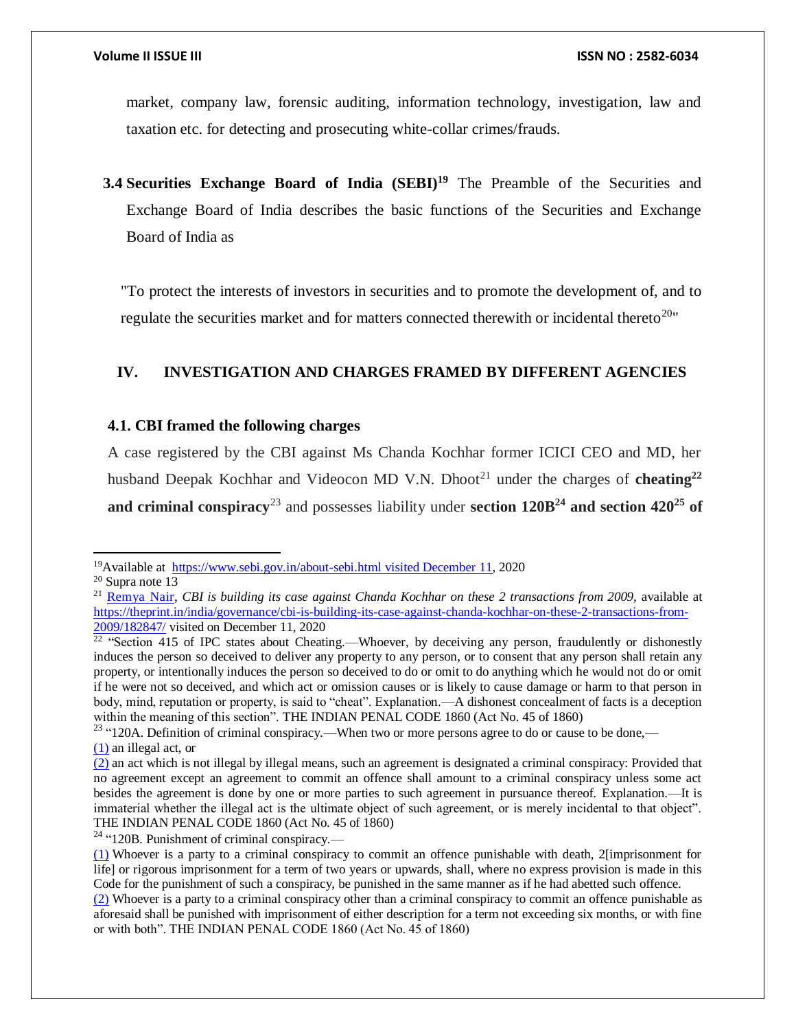market, company law, forensic auditing, information technology, investigation, law and taxation etc. for detecting and prosecuting white-collar crimes/frauds.

**3.4 Securities Exchange Board of India (SEBI)[19]** The Preamble of the Securities and Exchange Board of India describes the basic functions of the Securities and Exchange Board of India as

"To protect the interests of investors in securities and to promote the development of, and to regulate the securities market and for matters connected therewith or incidental thereto[20]"

## IV. INVESTIGATION AND CHARGES FRAMED BY DIFFERENT AGENCIES

### 4.1. CBI framed the following charges

A case registered by the CBI against Ms Chanda Kochhar former ICICI CEO and MD, her husband Deepak Kochhar and Videocon MD V.N. Dhoot[21] under the charges of **cheating[22] and criminal conspiracy**[23] and possesses liability under **section 120B[24] and section 420[25] of**

---

[19]Available at https://www.sebi.gov.in/about-sebi.html visited December 11, 2020

[20] Supra note 13

[21] Remya Nair, *CBI is building its case against Chanda Kochhar on these 2 transactions from 2009*, available at https://theprint.in/india/governance/cbi-is-building-its-case-against-chanda-kochhar-on-these-2-transactions-from-2009/182847/ visited on December 11, 2020

[22] "Section 415 of IPC states about Cheating.—Whoever, by deceiving any person, fraudulently or dishonestly induces the person so deceived to deliver any property to any person, or to consent that any person shall retain any property, or intentionally induces the person so deceived to do or omit to do anything which he would not do or omit if he were not so deceived, and which act or omission causes or is likely to cause damage or harm to that person in body, mind, reputation or property, is said to "cheat". Explanation.—A dishonest concealment of facts is a deception within the meaning of this section". THE INDIAN PENAL CODE 1860 (Act No. 45 of 1860)

[23] "120A. Definition of criminal conspiracy.—When two or more persons agree to do or cause to be done,—
(1) an illegal act, or
(2) an act which is not illegal by illegal means, such an agreement is designated a criminal conspiracy: Provided that no agreement except an agreement to commit an offence shall amount to a criminal conspiracy unless some act besides the agreement is done by one or more parties to such agreement in pursuance thereof. Explanation.—It is immaterial whether the illegal act is the ultimate object of such agreement, or is merely incidental to that object". THE INDIAN PENAL CODE 1860 (Act No. 45 of 1860)

[24] "120B. Punishment of criminal conspiracy.—
(1) Whoever is a party to a criminal conspiracy to commit an offence punishable with death, 2[imprisonment for life] or rigorous imprisonment for a term of two years or upwards, shall, where no express provision is made in this Code for the punishment of such a conspiracy, be punished in the same manner as if he had abetted such offence.
(2) Whoever is a party to a criminal conspiracy other than a criminal conspiracy to commit an offence punishable as aforesaid shall be punished with imprisonment of either description for a term not exceeding six months, or with fine or with both". THE INDIAN PENAL CODE 1860 (Act No. 45 of 1860)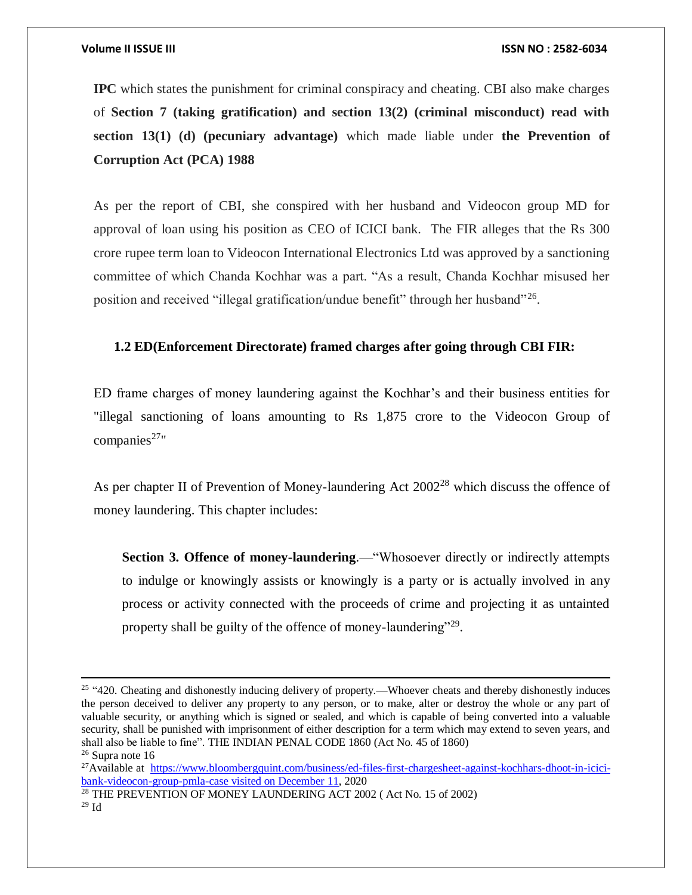**IPC** which states the punishment for criminal conspiracy and cheating. CBI also make charges of **Section 7 (taking gratification) and section 13(2) (criminal misconduct) read with section 13(1) (d) (pecuniary advantage)** which made liable under **the Prevention of Corruption Act (PCA) 1988**

As per the report of CBI, she conspired with her husband and Videocon group MD for approval of loan using his position as CEO of ICICI bank. The FIR alleges that the Rs 300 crore rupee term loan to Videocon International Electronics Ltd was approved by a sanctioning committee of which Chanda Kochhar was a part. "As a result, Chanda Kochhar misused her position and received "illegal gratification/undue benefit" through her husband"[26].

### 1.2 ED(Enforcement Directorate) framed charges after going through CBI FIR:

ED frame charges of money laundering against the Kochhar's and their business entities for "illegal sanctioning of loans amounting to Rs 1,875 crore to the Videocon Group of companies[27]"

As per chapter II of Prevention of Money-laundering Act 2002[28] which discuss the offence of money laundering. This chapter includes:

> **Section 3. Offence of money-laundering**.—"Whosoever directly or indirectly attempts to indulge or knowingly assists or knowingly is a party or is actually involved in any process or activity connected with the proceeds of crime and projecting it as untainted property shall be guilty of the offence of money-laundering"[29].

---

[25] "420. Cheating and dishonestly inducing delivery of property.—Whoever cheats and thereby dishonestly induces the person deceived to deliver any property to any person, or to make, alter or destroy the whole or any part of valuable security, or anything which is signed or sealed, and which is capable of being converted into a valuable security, shall be punished with imprisonment of either description for a term which may extend to seven years, and shall also be liable to fine". THE INDIAN PENAL CODE 1860 (Act No. 45 of 1860)

[26] Supra note 16

[27] Available at https://www.bloombergquint.com/business/ed-files-first-chargesheet-against-kochhars-dhoot-in-icici-bank-videocon-group-pmla-case visited on December 11, 2020

[28] THE PREVENTION OF MONEY LAUNDERING ACT 2002 ( Act No. 15 of 2002)

[29] Id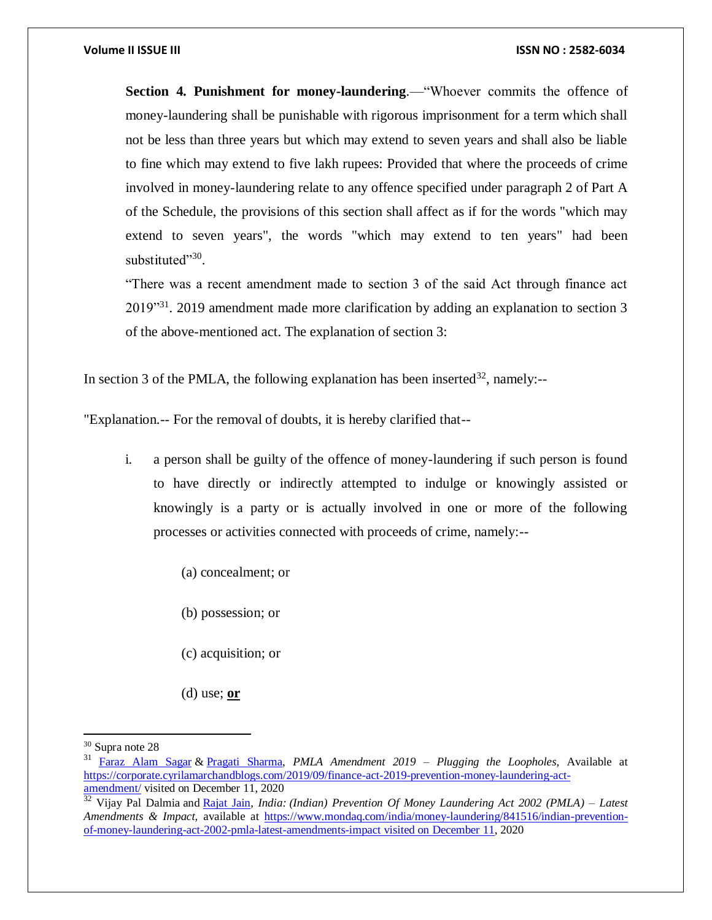**Section 4. Punishment for money-laundering**.—"Whoever commits the offence of money-laundering shall be punishable with rigorous imprisonment for a term which shall not be less than three years but which may extend to seven years and shall also be liable to fine which may extend to five lakh rupees: Provided that where the proceeds of crime involved in money-laundering relate to any offence specified under paragraph 2 of Part A of the Schedule, the provisions of this section shall affect as if for the words "which may extend to seven years", the words "which may extend to ten years" had been substituted"[30].

"There was a recent amendment made to section 3 of the said Act through finance act 2019"[31]. 2019 amendment made more clarification by adding an explanation to section 3 of the above-mentioned act. The explanation of section 3:

In section 3 of the PMLA, the following explanation has been inserted[32], namely:--

"Explanation.-- For the removal of doubts, it is hereby clarified that--

i. a person shall be guilty of the offence of money-laundering if such person is found to have directly or indirectly attempted to indulge or knowingly assisted or knowingly is a party or is actually involved in one or more of the following processes or activities connected with proceeds of crime, namely:--

    (a) concealment; or

    (b) possession; or

    (c) acquisition; or

    (d) use; **or**

---

[30] Supra note 28

[31] Faraz Alam Sagar & Pragati Sharma, *PMLA Amendment 2019 – Plugging the Loopholes,* Available at https://corporate.cyrilamarchandblogs.com/2019/09/finance-act-2019-prevention-money-laundering-act-amendment/ visited on December 11, 2020

[32] Vijay Pal Dalmia and Rajat Jain, *India: (Indian) Prevention Of Money Laundering Act 2002 (PMLA) – Latest Amendments & Impact,* available at https://www.mondaq.com/india/money-laundering/841516/indian-prevention-of-money-laundering-act-2002-pmla-latest-amendments-impact visited on December 11, 2020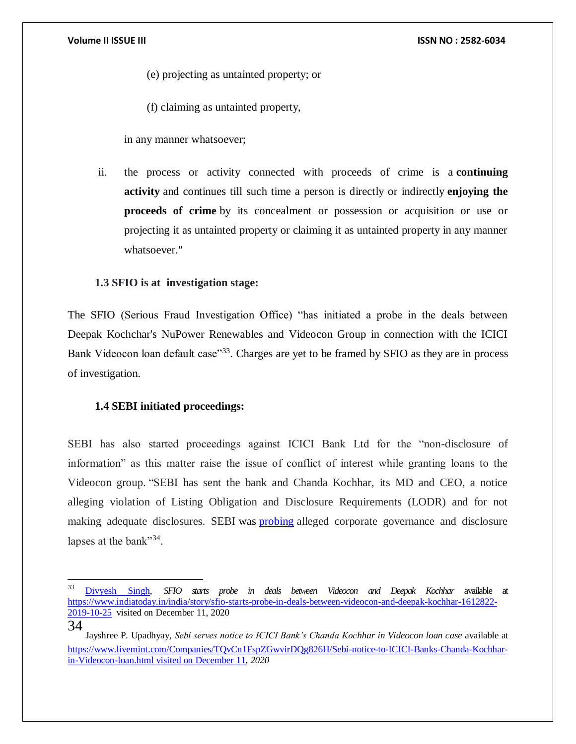(e) projecting as untainted property; or

(f) claiming as untainted property,

in any manner whatsoever;

ii. the process or activity connected with proceeds of crime is a **continuing activity** and continues till such time a person is directly or indirectly **enjoying the proceeds of crime** by its concealment or possession or acquisition or use or projecting it as untainted property or claiming it as untainted property in any manner whatsoever."

### 1.3 SFIO is at investigation stage:

The SFIO (Serious Fraud Investigation Office) "has initiated a probe in the deals between Deepak Kochchar's NuPower Renewables and Videocon Group in connection with the ICICI Bank Videocon loan default case"[33]. Charges are yet to be framed by SFIO as they are in process of investigation.

### 1.4 SEBI initiated proceedings:

SEBI has also started proceedings against ICICI Bank Ltd for the "non-disclosure of information" as this matter raise the issue of conflict of interest while granting loans to the Videocon group. "SEBI has sent the bank and Chanda Kochhar, its MD and CEO, a notice alleging violation of Listing Obligation and Disclosure Requirements (LODR) and for not making adequate disclosures. SEBI was probing alleged corporate governance and disclosure lapses at the bank"[34].

---

[33] Divyesh Singh, *SFIO starts probe in deals between Videocon and Deepak Kochhar* available at https://www.indiatoday.in/india/story/sfio-starts-probe-in-deals-between-videocon-and-deepak-kochhar-1612822-2019-10-25 visited on December 11, 2020

[34] Jayshree P. Upadhyay, *Sebi serves notice to ICICI Bank's Chanda Kochhar in Videocon loan case* available at https://www.livemint.com/Companies/TQvCn1FspZGwvirDQg826H/Sebi-notice-to-ICICI-Banks-Chanda-Kochhar-in-Videocon-loan.html visited on December 11, *2020*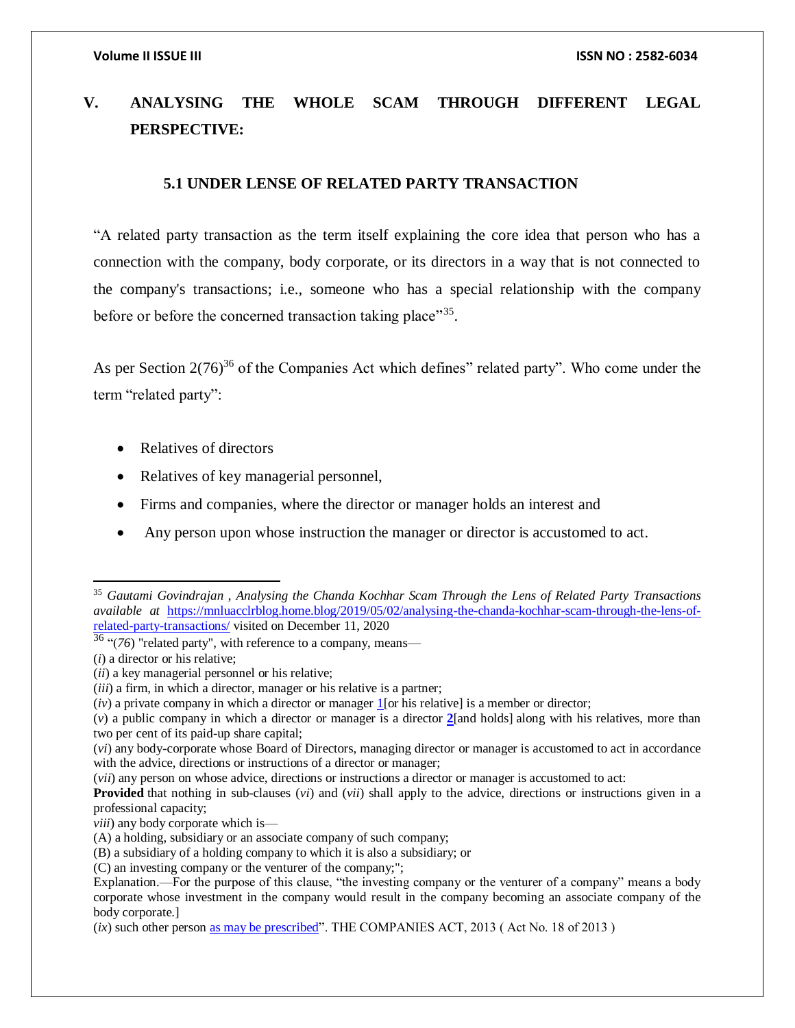## V. ANALYSING THE WHOLE SCAM THROUGH DIFFERENT LEGAL PERSPECTIVE:

### 5.1 UNDER LENSE OF RELATED PARTY TRANSACTION

"A related party transaction as the term itself explaining the core idea that person who has a connection with the company, body corporate, or its directors in a way that is not connected to the company's transactions; i.e., someone who has a special relationship with the company before or before the concerned transaction taking place"[35].

As per Section 2(76)[36] of the Companies Act which defines" related party". Who come under the term "related party":

- Relatives of directors
- Relatives of key managerial personnel,
- Firms and companies, where the director or manager holds an interest and
- Any person upon whose instruction the manager or director is accustomed to act.

---

[35] *Gautami Govindrajan , Analysing the Chanda Kochhar Scam Through the Lens of Related Party Transactions available at* https://mnluacclrblog.home.blog/2019/05/02/analysing-the-chanda-kochhar-scam-through-the-lens-of-related-party-transactions/ visited on December 11, 2020

[36] "(*76*) "related party", with reference to a company, means—

(*i*) a director or his relative;

(*ii*) a key managerial personnel or his relative;

(*iii*) a firm, in which a director, manager or his relative is a partner;

(*iv*) a private company in which a director or manager 1[or his relative] is a member or director;

(*v*) a public company in which a director or manager is a director 2[and holds] along with his relatives, more than two per cent of its paid-up share capital;

(*vi*) any body-corporate whose Board of Directors, managing director or manager is accustomed to act in accordance with the advice, directions or instructions of a director or manager;

(*vii*) any person on whose advice, directions or instructions a director or manager is accustomed to act:

**Provided** that nothing in sub-clauses (*vi*) and (*vii*) shall apply to the advice, directions or instructions given in a professional capacity;

*viii*) any body corporate which is—

(A) a holding, subsidiary or an associate company of such company;

(B) a subsidiary of a holding company to which it is also a subsidiary; or

(C) an investing company or the venturer of the company;";

Explanation.—For the purpose of this clause, "the investing company or the venturer of a company" means a body corporate whose investment in the company would result in the company becoming an associate company of the body corporate.]

(*ix*) such other person as may be prescribed". THE COMPANIES ACT, 2013 ( Act No. 18 of 2013 )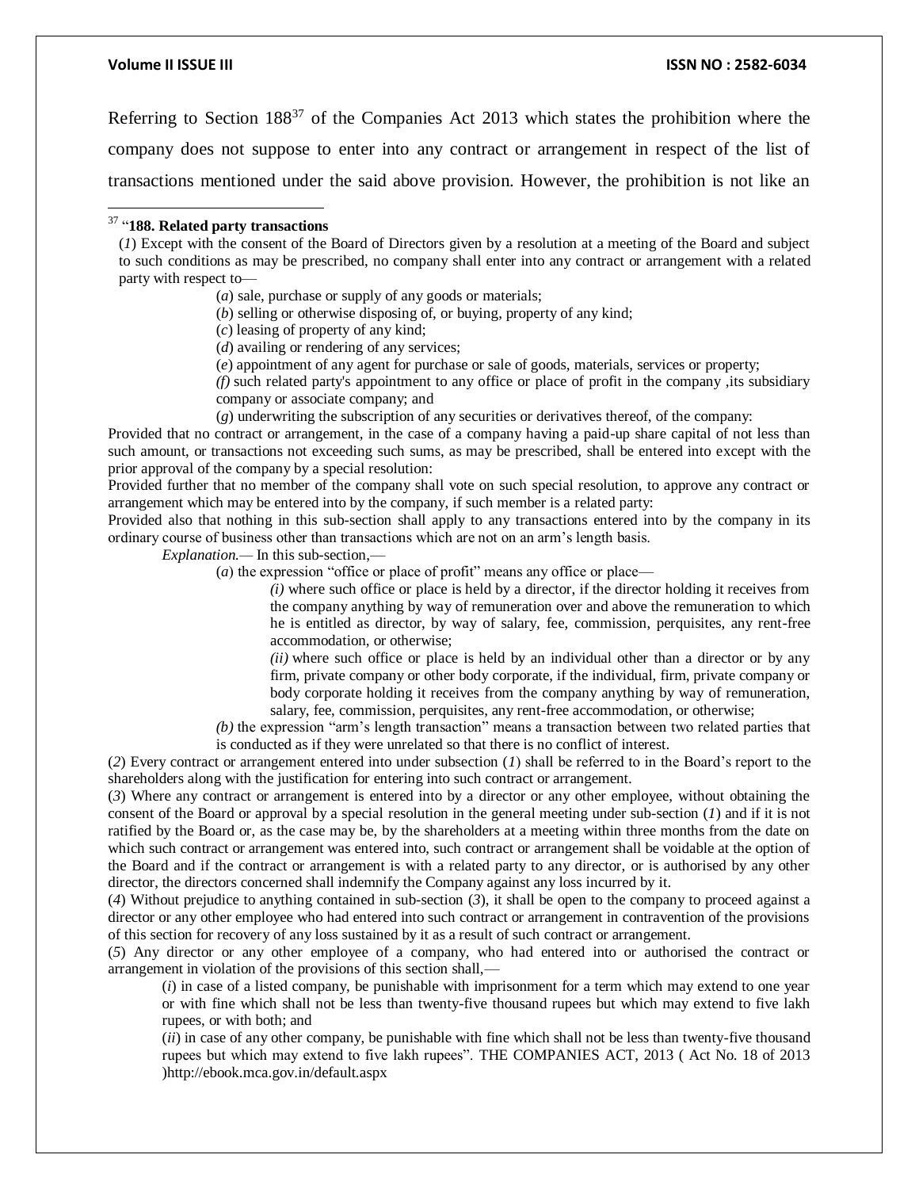Referring to Section 188[37] of the Companies Act 2013 which states the prohibition where the company does not suppose to enter into any contract or arrangement in respect of the list of transactions mentioned under the said above provision. However, the prohibition is not like an

---

[37] "**188. Related party transactions**

(*1*) Except with the consent of the Board of Directors given by a resolution at a meeting of the Board and subject to such conditions as may be prescribed, no company shall enter into any contract or arrangement with a related party with respect to—

(*a*) sale, purchase or supply of any goods or materials;

(*b*) selling or otherwise disposing of, or buying, property of any kind;

(*c*) leasing of property of any kind;

(*d*) availing or rendering of any services;

(*e*) appointment of any agent for purchase or sale of goods, materials, services or property;

*(f)* such related party's appointment to any office or place of profit in the company ,its subsidiary company or associate company; and

(*g*) underwriting the subscription of any securities or derivatives thereof, of the company:

Provided that no contract or arrangement, in the case of a company having a paid-up share capital of not less than such amount, or transactions not exceeding such sums, as may be prescribed, shall be entered into except with the prior approval of the company by a special resolution:

Provided further that no member of the company shall vote on such special resolution, to approve any contract or arrangement which may be entered into by the company, if such member is a related party:

Provided also that nothing in this sub-section shall apply to any transactions entered into by the company in its ordinary course of business other than transactions which are not on an arm's length basis.

*Explanation.*— In this sub-section,—

(*a*) the expression "office or place of profit" means any office or place—

*(i)* where such office or place is held by a director, if the director holding it receives from the company anything by way of remuneration over and above the remuneration to which he is entitled as director, by way of salary, fee, commission, perquisites, any rent-free accommodation, or otherwise;

*(ii)* where such office or place is held by an individual other than a director or by any firm, private company or other body corporate, if the individual, firm, private company or body corporate holding it receives from the company anything by way of remuneration, salary, fee, commission, perquisites, any rent-free accommodation, or otherwise;

*(b)* the expression "arm's length transaction" means a transaction between two related parties that is conducted as if they were unrelated so that there is no conflict of interest.

(*2*) Every contract or arrangement entered into under subsection (*1*) shall be referred to in the Board's report to the shareholders along with the justification for entering into such contract or arrangement.

(*3*) Where any contract or arrangement is entered into by a director or any other employee, without obtaining the consent of the Board or approval by a special resolution in the general meeting under sub-section (*1*) and if it is not ratified by the Board or, as the case may be, by the shareholders at a meeting within three months from the date on which such contract or arrangement was entered into, such contract or arrangement shall be voidable at the option of the Board and if the contract or arrangement is with a related party to any director, or is authorised by any other director, the directors concerned shall indemnify the Company against any loss incurred by it.

(*4*) Without prejudice to anything contained in sub-section (*3*), it shall be open to the company to proceed against a director or any other employee who had entered into such contract or arrangement in contravention of the provisions of this section for recovery of any loss sustained by it as a result of such contract or arrangement.

(*5*) Any director or any other employee of a company, who had entered into or authorised the contract or arrangement in violation of the provisions of this section shall,—

(*i*) in case of a listed company, be punishable with imprisonment for a term which may extend to one year or with fine which shall not be less than twenty-five thousand rupees but which may extend to five lakh rupees, or with both; and

(*ii*) in case of any other company, be punishable with fine which shall not be less than twenty-five thousand rupees but which may extend to five lakh rupees". THE COMPANIES ACT, 2013 ( Act No. 18 of 2013 )http://ebook.mca.gov.in/default.aspx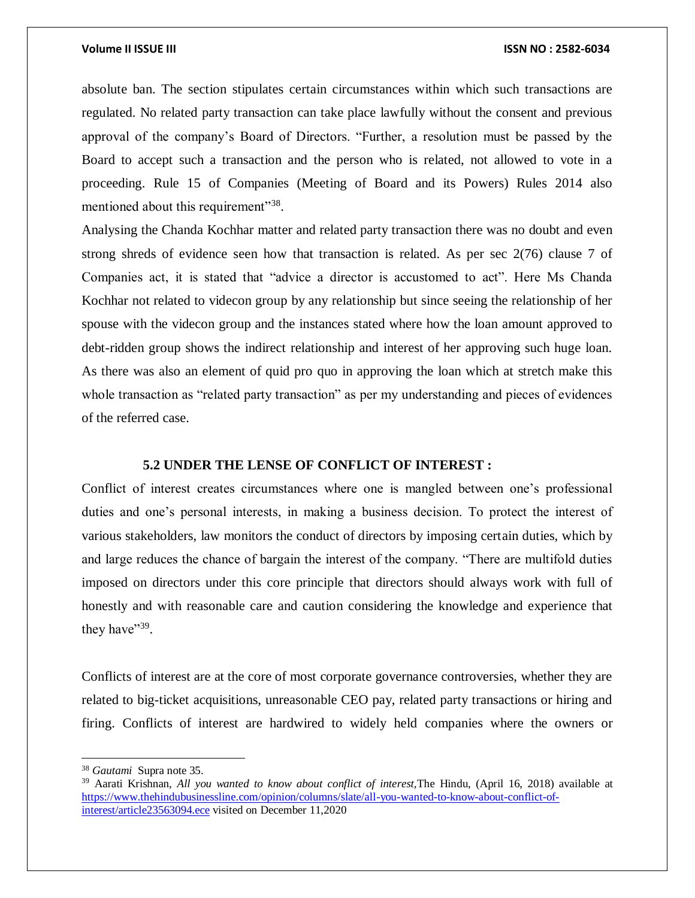absolute ban. The section stipulates certain circumstances within which such transactions are regulated. No related party transaction can take place lawfully without the consent and previous approval of the company's Board of Directors. "Further, a resolution must be passed by the Board to accept such a transaction and the person who is related, not allowed to vote in a proceeding. Rule 15 of Companies (Meeting of Board and its Powers) Rules 2014 also mentioned about this requirement"[38].

Analysing the Chanda Kochhar matter and related party transaction there was no doubt and even strong shreds of evidence seen how that transaction is related. As per sec 2(76) clause 7 of Companies act, it is stated that "advice a director is accustomed to act". Here Ms Chanda Kochhar not related to videcon group by any relationship but since seeing the relationship of her spouse with the videcon group and the instances stated where how the loan amount approved to debt-ridden group shows the indirect relationship and interest of her approving such huge loan. As there was also an element of quid pro quo in approving the loan which at stretch make this whole transaction as "related party transaction" as per my understanding and pieces of evidences of the referred case.

### 5.2 UNDER THE LENSE OF CONFLICT OF INTEREST :

Conflict of interest creates circumstances where one is mangled between one's professional duties and one's personal interests, in making a business decision. To protect the interest of various stakeholders, law monitors the conduct of directors by imposing certain duties, which by and large reduces the chance of bargain the interest of the company. "There are multifold duties imposed on directors under this core principle that directors should always work with full of honestly and with reasonable care and caution considering the knowledge and experience that they have"[39].

Conflicts of interest are at the core of most corporate governance controversies, whether they are related to big-ticket acquisitions, unreasonable CEO pay, related party transactions or hiring and firing. Conflicts of interest are hardwired to widely held companies where the owners or

---

[38] *Gautami* Supra note 35.

[39] Aarati Krishnan, *All you wanted to know about conflict of interest*,The Hindu, (April 16, 2018) available at https://www.thehindubusinessline.com/opinion/columns/slate/all-you-wanted-to-know-about-conflict-of-interest/article23563094.ece visited on December 11,2020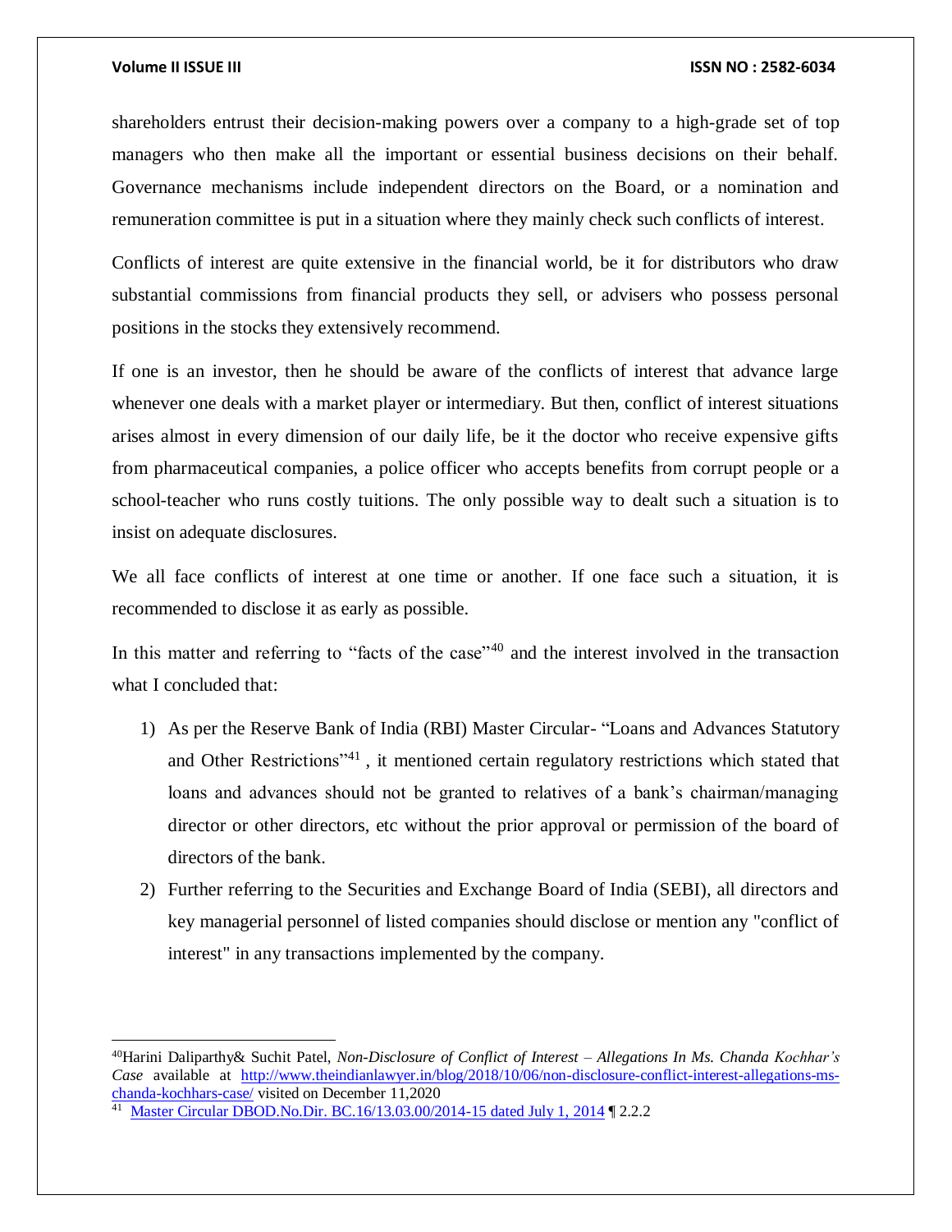shareholders entrust their decision-making powers over a company to a high-grade set of top managers who then make all the important or essential business decisions on their behalf. Governance mechanisms include independent directors on the Board, or a nomination and remuneration committee is put in a situation where they mainly check such conflicts of interest.

Conflicts of interest are quite extensive in the financial world, be it for distributors who draw substantial commissions from financial products they sell, or advisers who possess personal positions in the stocks they extensively recommend.

If one is an investor, then he should be aware of the conflicts of interest that advance large whenever one deals with a market player or intermediary. But then, conflict of interest situations arises almost in every dimension of our daily life, be it the doctor who receive expensive gifts from pharmaceutical companies, a police officer who accepts benefits from corrupt people or a school-teacher who runs costly tuitions. The only possible way to dealt such a situation is to insist on adequate disclosures.

We all face conflicts of interest at one time or another. If one face such a situation, it is recommended to disclose it as early as possible.

In this matter and referring to "facts of the case"[40] and the interest involved in the transaction what I concluded that:

1) As per the Reserve Bank of India (RBI) Master Circular- "Loans and Advances Statutory and Other Restrictions"[41] , it mentioned certain regulatory restrictions which stated that loans and advances should not be granted to relatives of a bank's chairman/managing director or other directors, etc without the prior approval or permission of the board of directors of the bank.
2) Further referring to the Securities and Exchange Board of India (SEBI), all directors and key managerial personnel of listed companies should disclose or mention any "conflict of interest" in any transactions implemented by the company.

---

[40] Harini Daliparthy& Suchit Patel, *Non-Disclosure of Conflict of Interest – Allegations In Ms. Chanda Kochhar's Case* available at http://www.theindianlawyer.in/blog/2018/10/06/non-disclosure-conflict-interest-allegations-ms-chanda-kochhars-case/ visited on December 11,2020

[41] Master Circular DBOD.No.Dir. BC.16/13.03.00/2014-15 dated July 1, 2014 ¶ 2.2.2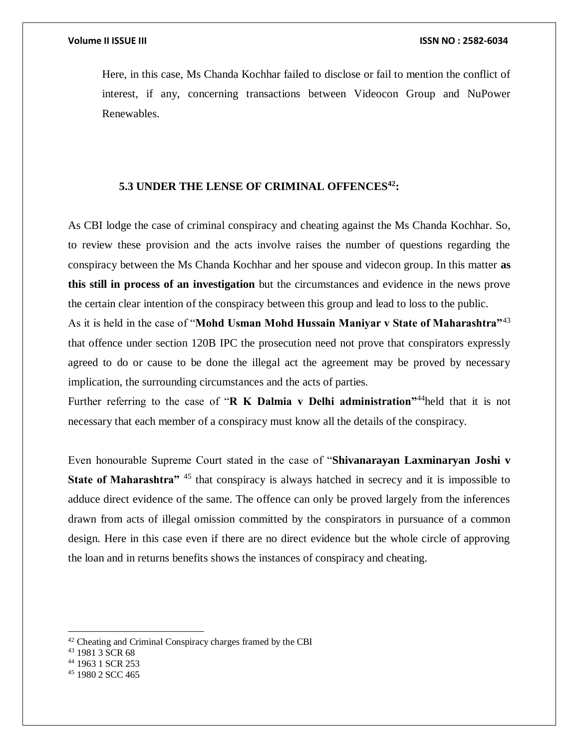Here, in this case, Ms Chanda Kochhar failed to disclose or fail to mention the conflict of interest, if any, concerning transactions between Videocon Group and NuPower Renewables.

### 5.3 UNDER THE LENSE OF CRIMINAL OFFENCES[42]:

As CBI lodge the case of criminal conspiracy and cheating against the Ms Chanda Kochhar. So, to review these provision and the acts involve raises the number of questions regarding the conspiracy between the Ms Chanda Kochhar and her spouse and videcon group. In this matter **as this still in process of an investigation** but the circumstances and evidence in the news prove the certain clear intention of the conspiracy between this group and lead to loss to the public.

As it is held in the case of "**Mohd Usman Mohd Hussain Maniyar v State of Maharashtra"**[43] that offence under section 120B IPC the prosecution need not prove that conspirators expressly agreed to do or cause to be done the illegal act the agreement may be proved by necessary implication, the surrounding circumstances and the acts of parties.

Further referring to the case of "**R K Dalmia v Delhi administration"**[44]held that it is not necessary that each member of a conspiracy must know all the details of the conspiracy.

Even honourable Supreme Court stated in the case of "**Shivanarayan Laxminaryan Joshi v State of Maharashtra"** [45] that conspiracy is always hatched in secrecy and it is impossible to adduce direct evidence of the same. The offence can only be proved largely from the inferences drawn from acts of illegal omission committed by the conspirators in pursuance of a common design. Here in this case even if there are no direct evidence but the whole circle of approving the loan and in returns benefits shows the instances of conspiracy and cheating.

---

[42] Cheating and Criminal Conspiracy charges framed by the CBI

[43] 1981 3 SCR 68

[44] 1963 1 SCR 253

[45] 1980 2 SCC 465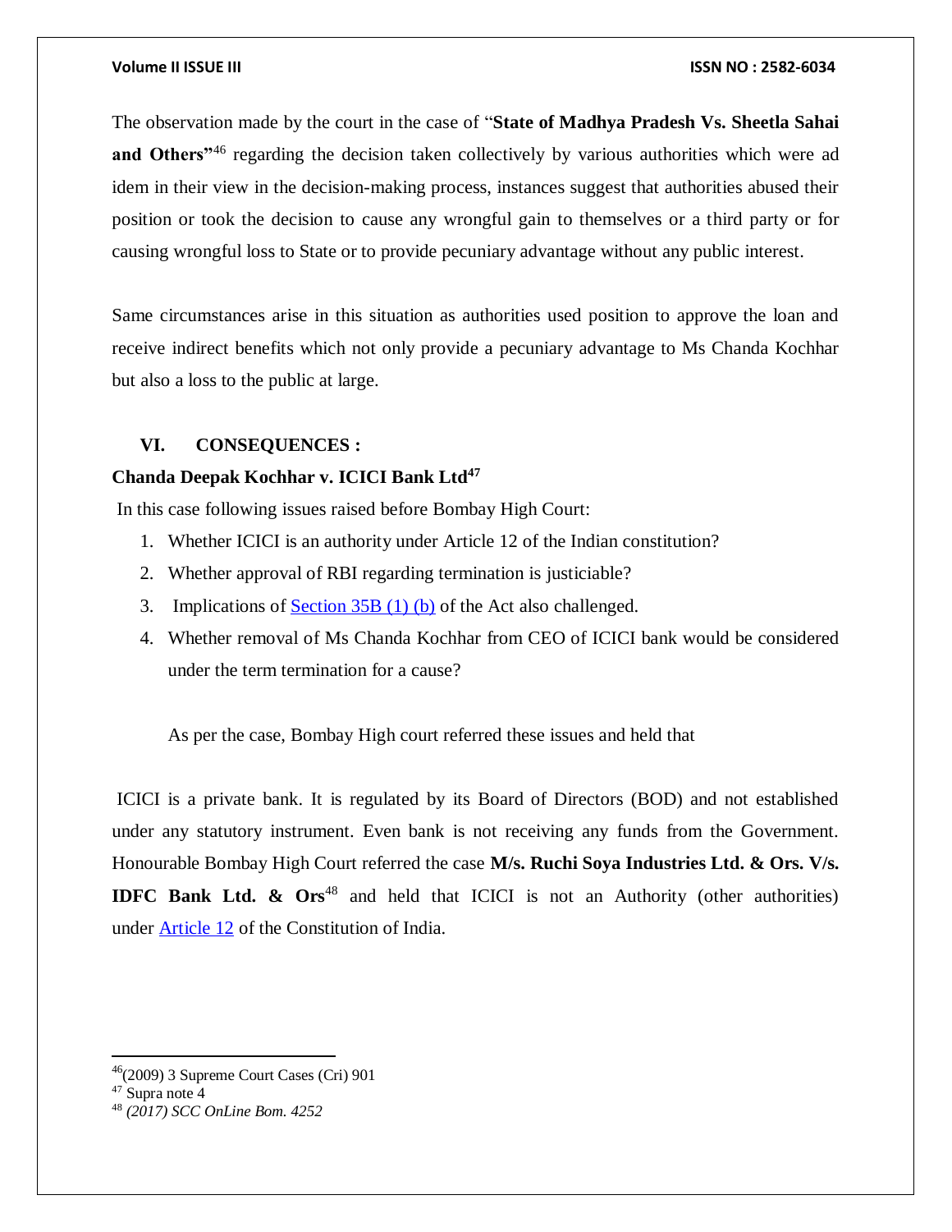The observation made by the court in the case of "**State of Madhya Pradesh Vs. Sheetla Sahai and Others**"[46] regarding the decision taken collectively by various authorities which were ad idem in their view in the decision-making process, instances suggest that authorities abused their position or took the decision to cause any wrongful gain to themselves or a third party or for causing wrongful loss to State or to provide pecuniary advantage without any public interest.

Same circumstances arise in this situation as authorities used position to approve the loan and receive indirect benefits which not only provide a pecuniary advantage to Ms Chanda Kochhar but also a loss to the public at large.

## VI. CONSEQUENCES :

**Chanda Deepak Kochhar v. ICICI Bank Ltd**[47]

In this case following issues raised before Bombay High Court:

1. Whether ICICI is an authority under Article 12 of the Indian constitution?
2. Whether approval of RBI regarding termination is justiciable?
3. Implications of Section 35B (1) (b) of the Act also challenged.
4. Whether removal of Ms Chanda Kochhar from CEO of ICICI bank would be considered under the term termination for a cause?

As per the case, Bombay High court referred these issues and held that

ICICI is a private bank. It is regulated by its Board of Directors (BOD) and not established under any statutory instrument. Even bank is not receiving any funds from the Government. Honourable Bombay High Court referred the case **M/s. Ruchi Soya Industries Ltd. & Ors. V/s. IDFC Bank Ltd. & Ors**[48] and held that ICICI is not an Authority (other authorities) under Article 12 of the Constitution of India.

---

[46] (2009) 3 Supreme Court Cases (Cri) 901

[47] Supra note 4

[48] *(2017) SCC OnLine Bom. 4252*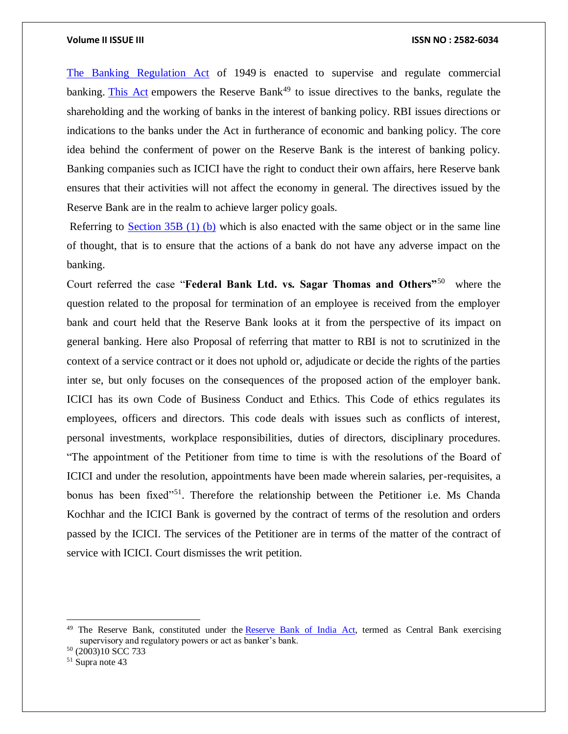The Banking Regulation Act of 1949 is enacted to supervise and regulate commercial banking. This Act empowers the Reserve Bank[49] to issue directives to the banks, regulate the shareholding and the working of banks in the interest of banking policy. RBI issues directions or indications to the banks under the Act in furtherance of economic and banking policy. The core idea behind the conferment of power on the Reserve Bank is the interest of banking policy. Banking companies such as ICICI have the right to conduct their own affairs, here Reserve bank ensures that their activities will not affect the economy in general. The directives issued by the Reserve Bank are in the realm to achieve larger policy goals.

Referring to Section 35B (1) (b) which is also enacted with the same object or in the same line of thought, that is to ensure that the actions of a bank do not have any adverse impact on the banking.

Court referred the case "**Federal Bank Ltd. vs. Sagar Thomas and Others"**[50] where the question related to the proposal for termination of an employee is received from the employer bank and court held that the Reserve Bank looks at it from the perspective of its impact on general banking. Here also Proposal of referring that matter to RBI is not to scrutinized in the context of a service contract or it does not uphold or, adjudicate or decide the rights of the parties inter se, but only focuses on the consequences of the proposed action of the employer bank. ICICI has its own Code of Business Conduct and Ethics. This Code of ethics regulates its employees, officers and directors. This code deals with issues such as conflicts of interest, personal investments, workplace responsibilities, duties of directors, disciplinary procedures. "The appointment of the Petitioner from time to time is with the resolutions of the Board of ICICI and under the resolution, appointments have been made wherein salaries, per-requisites, a bonus has been fixed"[51]. Therefore the relationship between the Petitioner i.e. Ms Chanda Kochhar and the ICICI Bank is governed by the contract of terms of the resolution and orders passed by the ICICI. The services of the Petitioner are in terms of the matter of the contract of service with ICICI. Court dismisses the writ petition.

---

[49] The Reserve Bank, constituted under the Reserve Bank of India Act, termed as Central Bank exercising supervisory and regulatory powers or act as banker's bank.

[50] (2003)10 SCC 733

[51] Supra note 43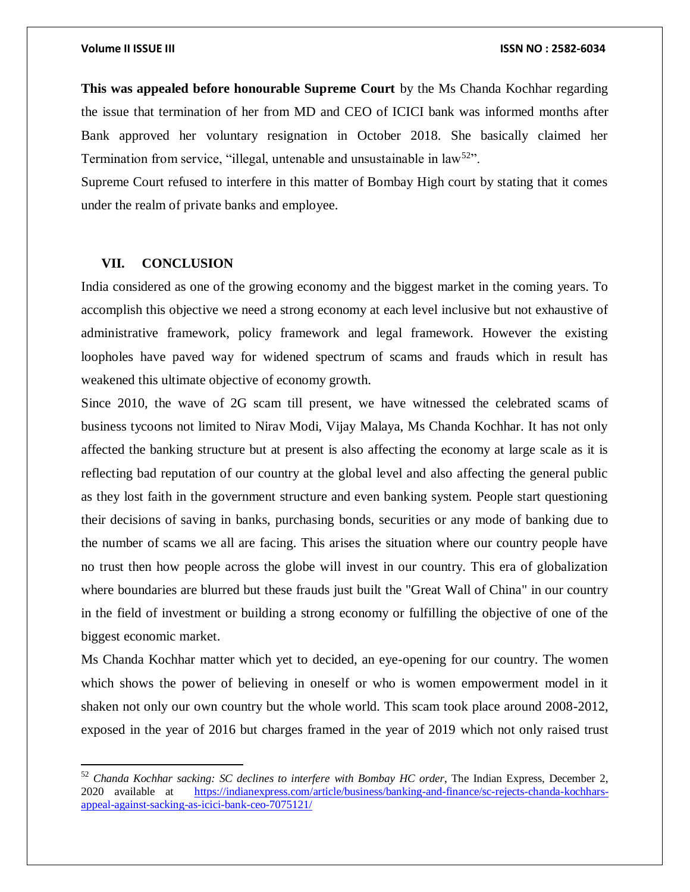**This was appealed before honourable Supreme Court** by the Ms Chanda Kochhar regarding the issue that termination of her from MD and CEO of ICICI bank was informed months after Bank approved her voluntary resignation in October 2018. She basically claimed her Termination from service, "illegal, untenable and unsustainable in law[52]".

Supreme Court refused to interfere in this matter of Bombay High court by stating that it comes under the realm of private banks and employee.

## VII. CONCLUSION

India considered as one of the growing economy and the biggest market in the coming years. To accomplish this objective we need a strong economy at each level inclusive but not exhaustive of administrative framework, policy framework and legal framework. However the existing loopholes have paved way for widened spectrum of scams and frauds which in result has weakened this ultimate objective of economy growth.

Since 2010, the wave of 2G scam till present, we have witnessed the celebrated scams of business tycoons not limited to Nirav Modi, Vijay Malaya, Ms Chanda Kochhar. It has not only affected the banking structure but at present is also affecting the economy at large scale as it is reflecting bad reputation of our country at the global level and also affecting the general public as they lost faith in the government structure and even banking system. People start questioning their decisions of saving in banks, purchasing bonds, securities or any mode of banking due to the number of scams we all are facing. This arises the situation where our country people have no trust then how people across the globe will invest in our country. This era of globalization where boundaries are blurred but these frauds just built the "Great Wall of China" in our country in the field of investment or building a strong economy or fulfilling the objective of one of the biggest economic market.

Ms Chanda Kochhar matter which yet to decided, an eye-opening for our country. The women which shows the power of believing in oneself or who is women empowerment model in it shaken not only our own country but the whole world. This scam took place around 2008-2012, exposed in the year of 2016 but charges framed in the year of 2019 which not only raised trust

---

[52] *Chanda Kochhar sacking: SC declines to interfere with Bombay HC order*, The Indian Express, December 2, 2020 available at https://indianexpress.com/article/business/banking-and-finance/sc-rejects-chanda-kochhars-appeal-against-sacking-as-icici-bank-ceo-7075121/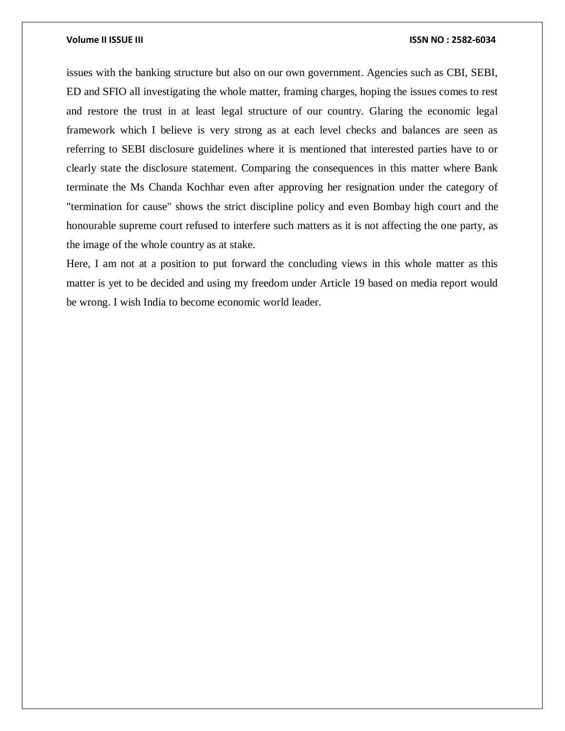issues with the banking structure but also on our own government. Agencies such as CBI, SEBI, ED and SFIO all investigating the whole matter, framing charges, hoping the issues comes to rest and restore the trust in at least legal structure of our country. Glaring the economic legal framework which I believe is very strong as at each level checks and balances are seen as referring to SEBI disclosure guidelines where it is mentioned that interested parties have to or clearly state the disclosure statement. Comparing the consequences in this matter where Bank terminate the Ms Chanda Kochhar even after approving her resignation under the category of "termination for cause" shows the strict discipline policy and even Bombay high court and the honourable supreme court refused to interfere such matters as it is not affecting the one party, as the image of the whole country as at stake.

Here, I am not at a position to put forward the concluding views in this whole matter as this matter is yet to be decided and using my freedom under Article 19 based on media report would be wrong. I wish India to become economic world leader.